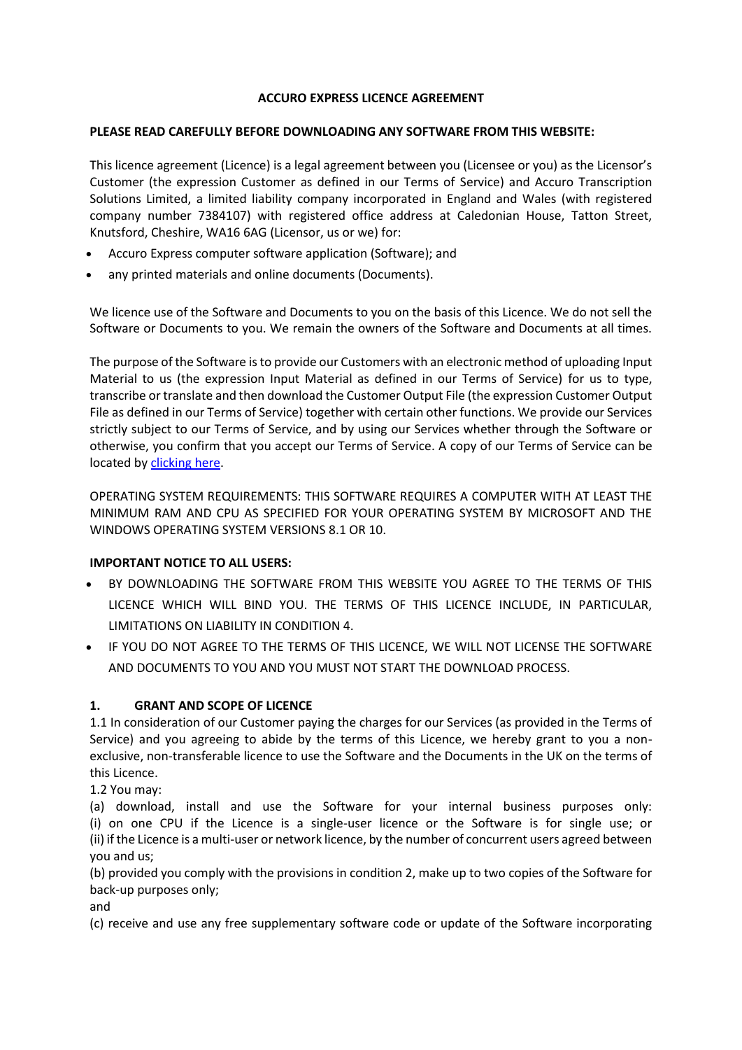**ACCURO EXPRESS LICENCE AGREEMENT**

**PLEASE READ CAREFULLY BEFORE DOWNLOADING ANY SOFTWARE FROM THIS WEBSITE:**

This licence agreement (Licence) is a legal agreement between you (Licensee or you) as the Licensor's Customer (the expression Customer as defined in our Terms of Service) and Accuro Transcription Solutions Limited, a limited liability company incorporated in England and Wales (with registered company number 7384107) with registered office address at Caledonian House, Tatton Street, Knutsford, Cheshire, WA16 6AG (Licensor, us or we) for:

- Accuro Express computer software application (Software); and
- any printed materials and online documents (Documents).

We licence use of the Software and Documents to you on the basis of this Licence. We do not sell the Software or Documents to you. We remain the owners of the Software and Documents at all times.

The purpose of the Software is to provide our Customers with an electronic method of uploading Input Material to us (the expression Input Material as defined in our Terms of Service) for us to type, transcribe or translate and then download the Customer Output File (the expression Customer Output File as defined in our Terms of Service) together with certain other functions. We provide our Services strictly subject to our Terms of Service, and by using our Services whether through the Software or otherwise, you confirm that you accept our Terms of Service. A copy of our Terms of Service can be located by clicking here.

OPERATING SYSTEM REQUIREMENTS: THIS SOFTWARE REQUIRES A COMPUTER WITH AT LEAST THE MINIMUM RAM AND CPU AS SPECIFIED FOR YOUR OPERATING SYSTEM BY MICROSOFT AND THE WINDOWS OPERATING SYSTEM VERSIONS 8.1 OR 10.

**IMPORTANT NOTICE TO ALL USERS:**

- BY DOWNLOADING THE SOFTWARE FROM THIS WEBSITE YOU AGREE TO THE TERMS OF THIS LICENCE WHICH WILL BIND YOU. THE TERMS OF THIS LICENCE INCLUDE, IN PARTICULAR, LIMITATIONS ON LIABILITY IN CONDITION 4.
- IF YOU DO NOT AGREE TO THE TERMS OF THIS LICENCE, WE WILL NOT LICENSE THE SOFTWARE AND DOCUMENTS TO YOU AND YOU MUST NOT START THE DOWNLOAD PROCESS.

## 1. GRANT AND SCOPE OF LICENCE

1.1 In consideration of our Customer paying the charges for our Services (as provided in the Terms of Service) and you agreeing to abide by the terms of this Licence, we hereby grant to you a non-exclusive, non-transferable licence to use the Software and the Documents in the UK on the terms of this Licence.

1.2 You may:

(a) download, install and use the Software for your internal business purposes only:
(i) on one CPU if the Licence is a single-user licence or the Software is for single use; or
(ii) if the Licence is a multi-user or network licence, by the number of concurrent users agreed between you and us;

(b) provided you comply with the provisions in condition 2, make up to two copies of the Software for back-up purposes only;

and

(c) receive and use any free supplementary software code or update of the Software incorporating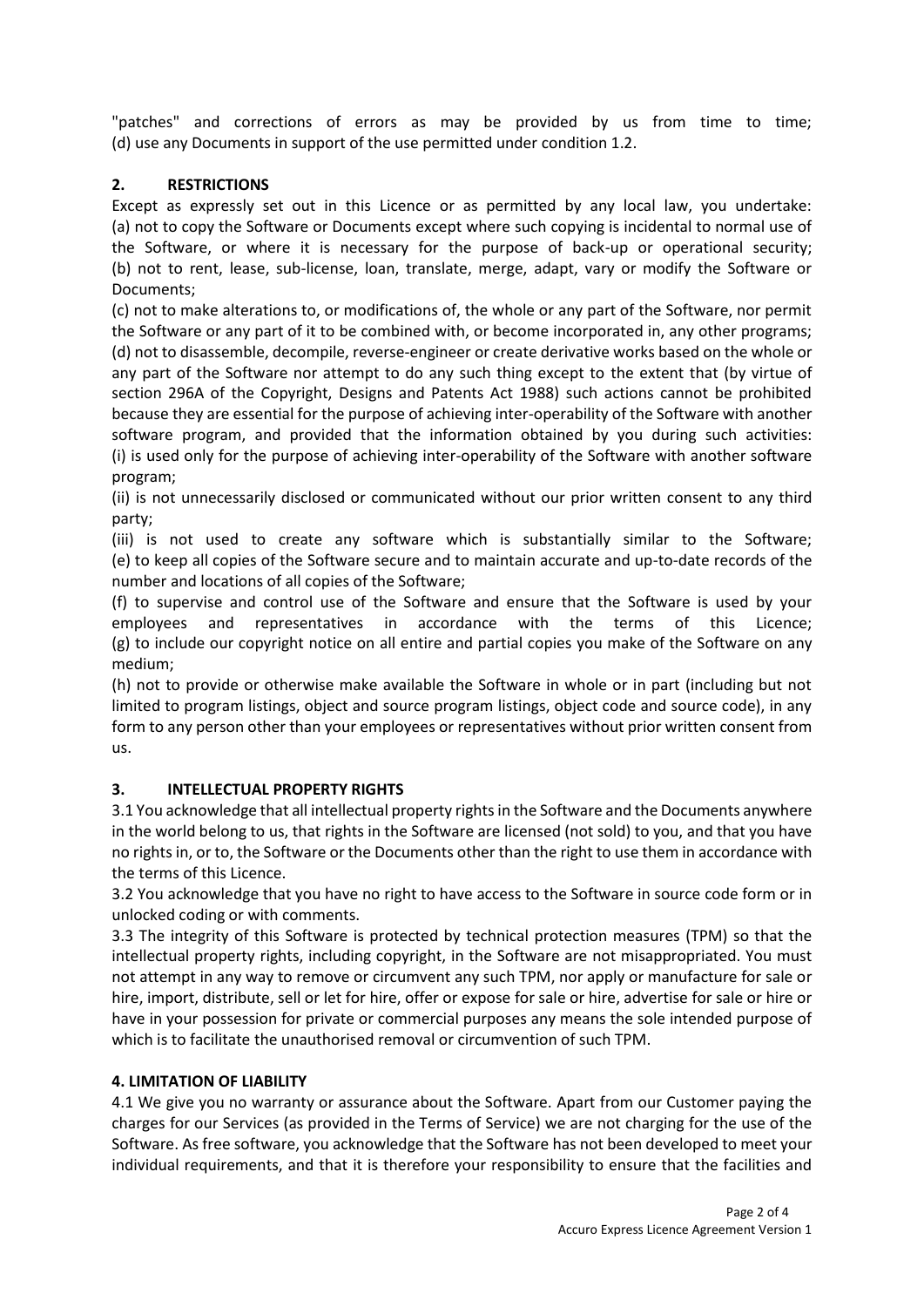"patches" and corrections of errors as may be provided by us from time to time; (d) use any Documents in support of the use permitted under condition 1.2.

## 2. RESTRICTIONS

Except as expressly set out in this Licence or as permitted by any local law, you undertake:
(a) not to copy the Software or Documents except where such copying is incidental to normal use of the Software, or where it is necessary for the purpose of back-up or operational security;
(b) not to rent, lease, sub-license, loan, translate, merge, adapt, vary or modify the Software or Documents;

(c) not to make alterations to, or modifications of, the whole or any part of the Software, nor permit the Software or any part of it to be combined with, or become incorporated in, any other programs;
(d) not to disassemble, decompile, reverse-engineer or create derivative works based on the whole or any part of the Software nor attempt to do any such thing except to the extent that (by virtue of section 296A of the Copyright, Designs and Patents Act 1988) such actions cannot be prohibited because they are essential for the purpose of achieving inter-operability of the Software with another software program, and provided that the information obtained by you during such activities:
(i) is used only for the purpose of achieving inter-operability of the Software with another software program;

(ii) is not unnecessarily disclosed or communicated without our prior written consent to any third party;

(iii) is not used to create any software which is substantially similar to the Software;
(e) to keep all copies of the Software secure and to maintain accurate and up-to-date records of the number and locations of all copies of the Software;

(f) to supervise and control use of the Software and ensure that the Software is used by your employees and representatives in accordance with the terms of this Licence;
(g) to include our copyright notice on all entire and partial copies you make of the Software on any medium;

(h) not to provide or otherwise make available the Software in whole or in part (including but not limited to program listings, object and source program listings, object code and source code), in any form to any person other than your employees or representatives without prior written consent from us.

## 3. INTELLECTUAL PROPERTY RIGHTS

3.1 You acknowledge that all intellectual property rights in the Software and the Documents anywhere in the world belong to us, that rights in the Software are licensed (not sold) to you, and that you have no rights in, or to, the Software or the Documents other than the right to use them in accordance with the terms of this Licence.

3.2 You acknowledge that you have no right to have access to the Software in source code form or in unlocked coding or with comments.

3.3 The integrity of this Software is protected by technical protection measures (TPM) so that the intellectual property rights, including copyright, in the Software are not misappropriated. You must not attempt in any way to remove or circumvent any such TPM, nor apply or manufacture for sale or hire, import, distribute, sell or let for hire, offer or expose for sale or hire, advertise for sale or hire or have in your possession for private or commercial purposes any means the sole intended purpose of which is to facilitate the unauthorised removal or circumvention of such TPM.

## 4. LIMITATION OF LIABILITY

4.1 We give you no warranty or assurance about the Software. Apart from our Customer paying the charges for our Services (as provided in the Terms of Service) we are not charging for the use of the Software. As free software, you acknowledge that the Software has not been developed to meet your individual requirements, and that it is therefore your responsibility to ensure that the facilities and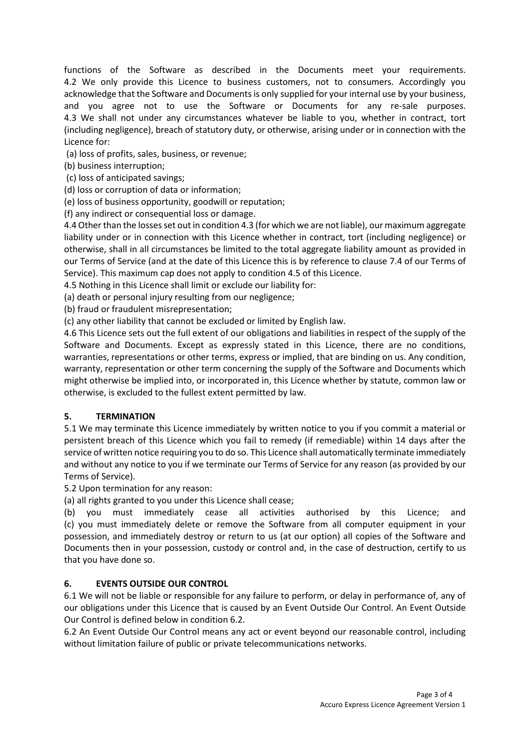functions of the Software as described in the Documents meet your requirements.

4.2 We only provide this Licence to business customers, not to consumers. Accordingly you acknowledge that the Software and Documents is only supplied for your internal use by your business, and you agree not to use the Software or Documents for any re-sale purposes.

4.3 We shall not under any circumstances whatever be liable to you, whether in contract, tort (including negligence), breach of statutory duty, or otherwise, arising under or in connection with the Licence for:

(a) loss of profits, sales, business, or revenue;

(b) business interruption;

(c) loss of anticipated savings;

(d) loss or corruption of data or information;

(e) loss of business opportunity, goodwill or reputation;

(f) any indirect or consequential loss or damage.

4.4 Other than the losses set out in condition 4.3 (for which we are not liable), our maximum aggregate liability under or in connection with this Licence whether in contract, tort (including negligence) or otherwise, shall in all circumstances be limited to the total aggregate liability amount as provided in our Terms of Service (and at the date of this Licence this is by reference to clause 7.4 of our Terms of Service). This maximum cap does not apply to condition 4.5 of this Licence.

4.5 Nothing in this Licence shall limit or exclude our liability for:

(a) death or personal injury resulting from our negligence;

(b) fraud or fraudulent misrepresentation;

(c) any other liability that cannot be excluded or limited by English law.

4.6 This Licence sets out the full extent of our obligations and liabilities in respect of the supply of the Software and Documents. Except as expressly stated in this Licence, there are no conditions, warranties, representations or other terms, express or implied, that are binding on us. Any condition, warranty, representation or other term concerning the supply of the Software and Documents which might otherwise be implied into, or incorporated in, this Licence whether by statute, common law or otherwise, is excluded to the fullest extent permitted by law.

## 5. TERMINATION

5.1 We may terminate this Licence immediately by written notice to you if you commit a material or persistent breach of this Licence which you fail to remedy (if remediable) within 14 days after the service of written notice requiring you to do so. This Licence shall automatically terminate immediately and without any notice to you if we terminate our Terms of Service for any reason (as provided by our Terms of Service).

5.2 Upon termination for any reason:

(a) all rights granted to you under this Licence shall cease;

(b) you must immediately cease all activities authorised by this Licence; and

(c) you must immediately delete or remove the Software from all computer equipment in your possession, and immediately destroy or return to us (at our option) all copies of the Software and Documents then in your possession, custody or control and, in the case of destruction, certify to us that you have done so.

## 6. EVENTS OUTSIDE OUR CONTROL

6.1 We will not be liable or responsible for any failure to perform, or delay in performance of, any of our obligations under this Licence that is caused by an Event Outside Our Control. An Event Outside Our Control is defined below in condition 6.2.

6.2 An Event Outside Our Control means any act or event beyond our reasonable control, including without limitation failure of public or private telecommunications networks.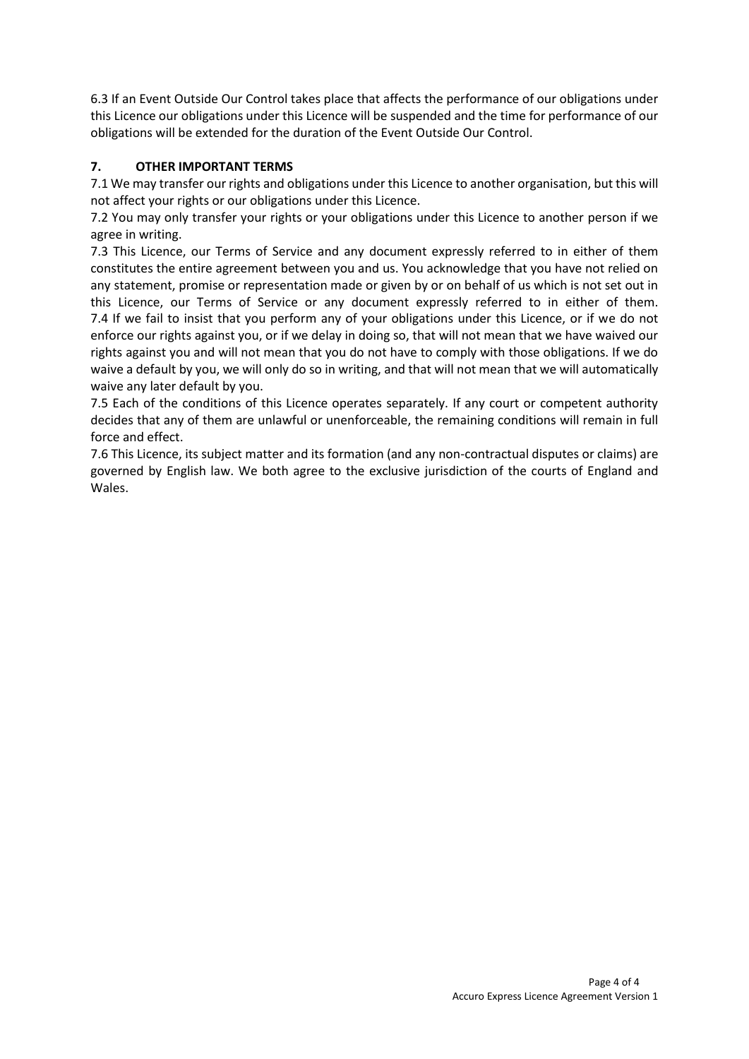6.3 If an Event Outside Our Control takes place that affects the performance of our obligations under this Licence our obligations under this Licence will be suspended and the time for performance of our obligations will be extended for the duration of the Event Outside Our Control.

## 7. OTHER IMPORTANT TERMS

7.1 We may transfer our rights and obligations under this Licence to another organisation, but this will not affect your rights or our obligations under this Licence.

7.2 You may only transfer your rights or your obligations under this Licence to another person if we agree in writing.

7.3 This Licence, our Terms of Service and any document expressly referred to in either of them constitutes the entire agreement between you and us. You acknowledge that you have not relied on any statement, promise or representation made or given by or on behalf of us which is not set out in this Licence, our Terms of Service or any document expressly referred to in either of them.

7.4 If we fail to insist that you perform any of your obligations under this Licence, or if we do not enforce our rights against you, or if we delay in doing so, that will not mean that we have waived our rights against you and will not mean that you do not have to comply with those obligations. If we do waive a default by you, we will only do so in writing, and that will not mean that we will automatically waive any later default by you.

7.5 Each of the conditions of this Licence operates separately. If any court or competent authority decides that any of them are unlawful or unenforceable, the remaining conditions will remain in full force and effect.

7.6 This Licence, its subject matter and its formation (and any non-contractual disputes or claims) are governed by English law. We both agree to the exclusive jurisdiction of the courts of England and Wales.